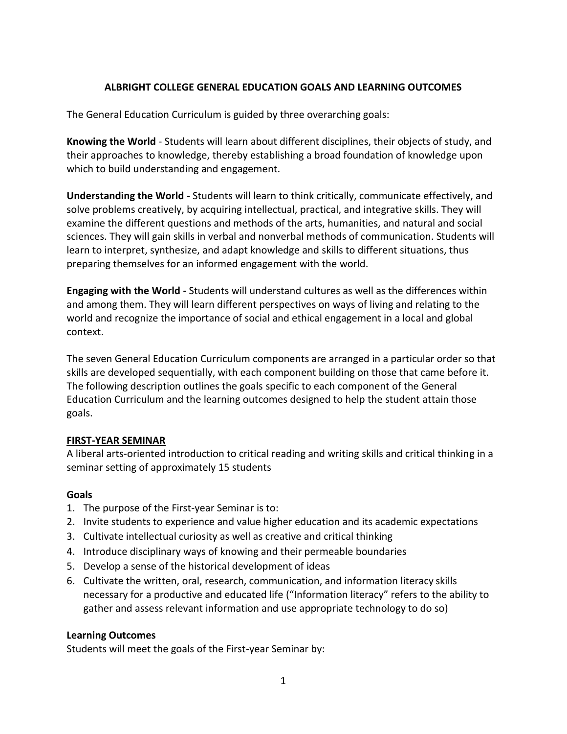# ALBRIGHT COLLEGE GENERAL EDUCATION GOALS AND LEARNING OUTCOMES

The General Education Curriculum is guided by three overarching goals:

**Knowing the World** - Students will learn about different disciplines, their objects of study, and their approaches to knowledge, thereby establishing a broad foundation of knowledge upon which to build understanding and engagement.

**Understanding the World -** Students will learn to think critically, communicate effectively, and solve problems creatively, by acquiring intellectual, practical, and integrative skills. They will examine the different questions and methods of the arts, humanities, and natural and social sciences. They will gain skills in verbal and nonverbal methods of communication. Students will learn to interpret, synthesize, and adapt knowledge and skills to different situations, thus preparing themselves for an informed engagement with the world.

**Engaging with the World -** Students will understand cultures as well as the differences within and among them. They will learn different perspectives on ways of living and relating to the world and recognize the importance of social and ethical engagement in a local and global context.

The seven General Education Curriculum components are arranged in a particular order so that skills are developed sequentially, with each component building on those that came before it. The following description outlines the goals specific to each component of the General Education Curriculum and the learning outcomes designed to help the student attain those goals.

## FIRST-YEAR SEMINAR

A liberal arts-oriented introduction to critical reading and writing skills and critical thinking in a seminar setting of approximately 15 students

### Goals

1. The purpose of the First-year Seminar is to:
2. Invite students to experience and value higher education and its academic expectations
3. Cultivate intellectual curiosity as well as creative and critical thinking
4. Introduce disciplinary ways of knowing and their permeable boundaries
5. Develop a sense of the historical development of ideas
6. Cultivate the written, oral, research, communication, and information literacy skills necessary for a productive and educated life ("Information literacy" refers to the ability to gather and assess relevant information and use appropriate technology to do so)

### Learning Outcomes

Students will meet the goals of the First-year Seminar by: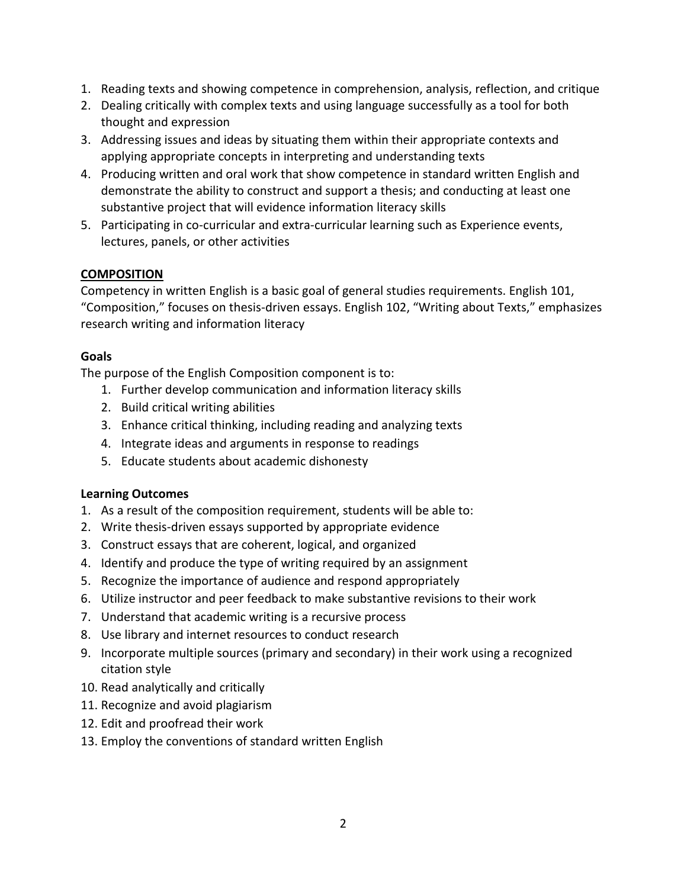1. Reading texts and showing competence in comprehension, analysis, reflection, and critique
2. Dealing critically with complex texts and using language successfully as a tool for both thought and expression
3. Addressing issues and ideas by situating them within their appropriate contexts and applying appropriate concepts in interpreting and understanding texts
4. Producing written and oral work that show competence in standard written English and demonstrate the ability to construct and support a thesis; and conducting at least one substantive project that will evidence information literacy skills
5. Participating in co-curricular and extra-curricular learning such as Experience events, lectures, panels, or other activities

## COMPOSITION

Competency in written English is a basic goal of general studies requirements. English 101, "Composition," focuses on thesis-driven essays. English 102, "Writing about Texts," emphasizes research writing and information literacy

### Goals

The purpose of the English Composition component is to:

1. Further develop communication and information literacy skills
2. Build critical writing abilities
3. Enhance critical thinking, including reading and analyzing texts
4. Integrate ideas and arguments in response to readings
5. Educate students about academic dishonesty

### Learning Outcomes

1. As a result of the composition requirement, students will be able to:
2. Write thesis-driven essays supported by appropriate evidence
3. Construct essays that are coherent, logical, and organized
4. Identify and produce the type of writing required by an assignment
5. Recognize the importance of audience and respond appropriately
6. Utilize instructor and peer feedback to make substantive revisions to their work
7. Understand that academic writing is a recursive process
8. Use library and internet resources to conduct research
9. Incorporate multiple sources (primary and secondary) in their work using a recognized citation style
10. Read analytically and critically
11. Recognize and avoid plagiarism
12. Edit and proofread their work
13. Employ the conventions of standard written English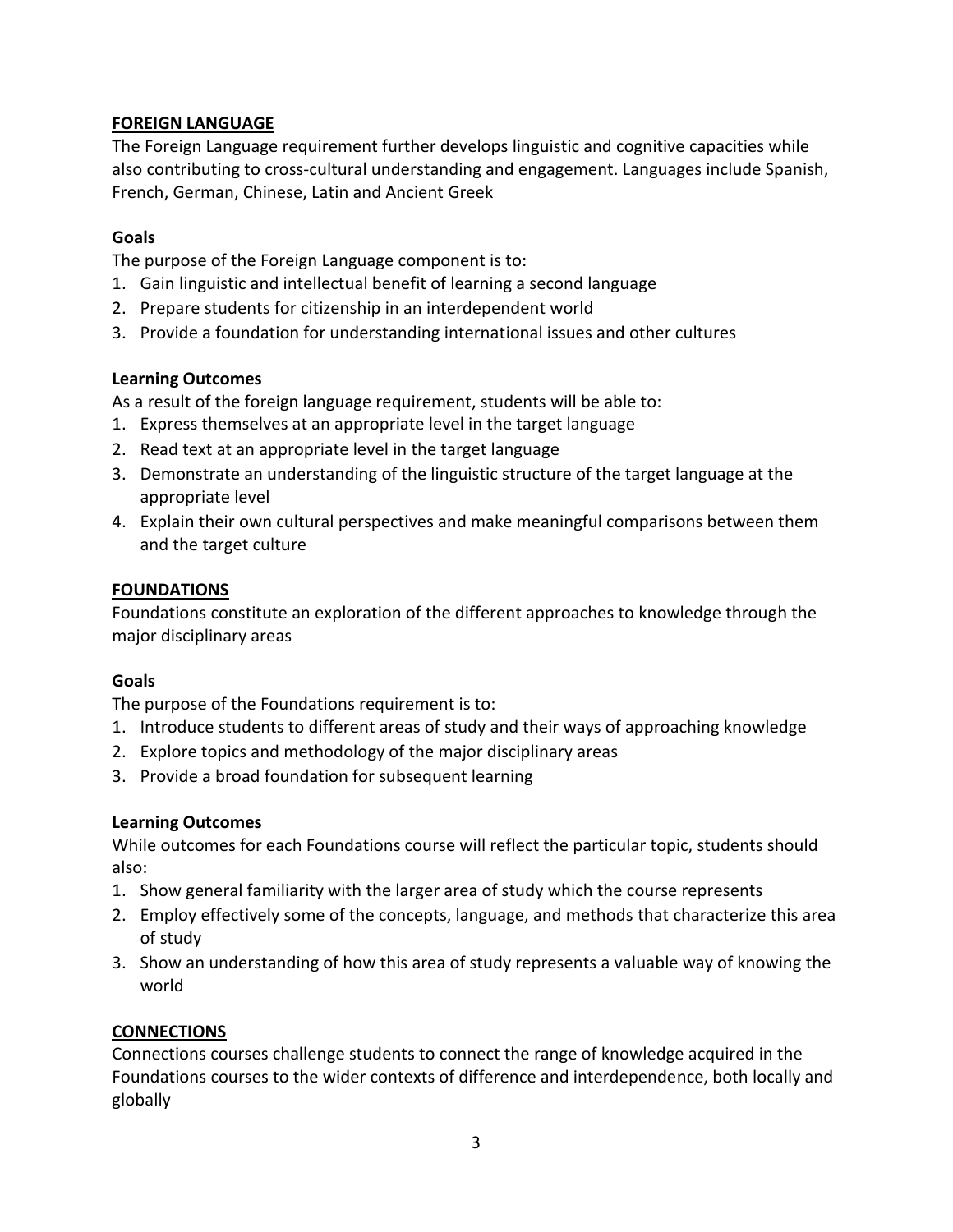## FOREIGN LANGUAGE

The Foreign Language requirement further develops linguistic and cognitive capacities while also contributing to cross-cultural understanding and engagement. Languages include Spanish, French, German, Chinese, Latin and Ancient Greek

### Goals

The purpose of the Foreign Language component is to:

1. Gain linguistic and intellectual benefit of learning a second language
2. Prepare students for citizenship in an interdependent world
3. Provide a foundation for understanding international issues and other cultures

### Learning Outcomes

As a result of the foreign language requirement, students will be able to:

1. Express themselves at an appropriate level in the target language
2. Read text at an appropriate level in the target language
3. Demonstrate an understanding of the linguistic structure of the target language at the appropriate level
4. Explain their own cultural perspectives and make meaningful comparisons between them and the target culture

## FOUNDATIONS

Foundations constitute an exploration of the different approaches to knowledge through the major disciplinary areas

### Goals

The purpose of the Foundations requirement is to:

1. Introduce students to different areas of study and their ways of approaching knowledge
2. Explore topics and methodology of the major disciplinary areas
3. Provide a broad foundation for subsequent learning

### Learning Outcomes

While outcomes for each Foundations course will reflect the particular topic, students should also:

1. Show general familiarity with the larger area of study which the course represents
2. Employ effectively some of the concepts, language, and methods that characterize this area of study
3. Show an understanding of how this area of study represents a valuable way of knowing the world

## CONNECTIONS

Connections courses challenge students to connect the range of knowledge acquired in the Foundations courses to the wider contexts of difference and interdependence, both locally and globally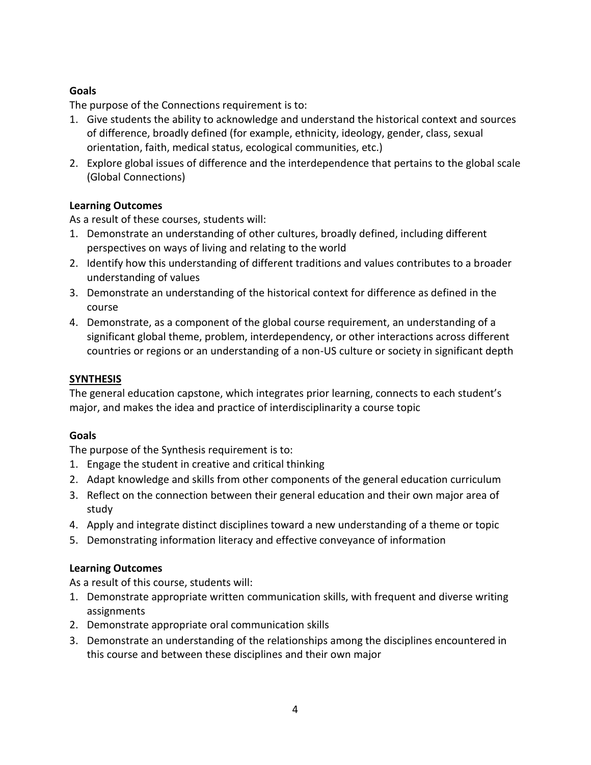**Goals**

The purpose of the Connections requirement is to:

1. Give students the ability to acknowledge and understand the historical context and sources of difference, broadly defined (for example, ethnicity, ideology, gender, class, sexual orientation, faith, medical status, ecological communities, etc.)
2. Explore global issues of difference and the interdependence that pertains to the global scale (Global Connections)

**Learning Outcomes**

As a result of these courses, students will:

1. Demonstrate an understanding of other cultures, broadly defined, including different perspectives on ways of living and relating to the world
2. Identify how this understanding of different traditions and values contributes to a broader understanding of values
3. Demonstrate an understanding of the historical context for difference as defined in the course
4. Demonstrate, as a component of the global course requirement, an understanding of a significant global theme, problem, interdependency, or other interactions across different countries or regions or an understanding of a non-US culture or society in significant depth

## SYNTHESIS

The general education capstone, which integrates prior learning, connects to each student's major, and makes the idea and practice of interdisciplinarity a course topic

**Goals**

The purpose of the Synthesis requirement is to:

1. Engage the student in creative and critical thinking
2. Adapt knowledge and skills from other components of the general education curriculum
3. Reflect on the connection between their general education and their own major area of study
4. Apply and integrate distinct disciplines toward a new understanding of a theme or topic
5. Demonstrating information literacy and effective conveyance of information

**Learning Outcomes**

As a result of this course, students will:

1. Demonstrate appropriate written communication skills, with frequent and diverse writing assignments
2. Demonstrate appropriate oral communication skills
3. Demonstrate an understanding of the relationships among the disciplines encountered in this course and between these disciplines and their own major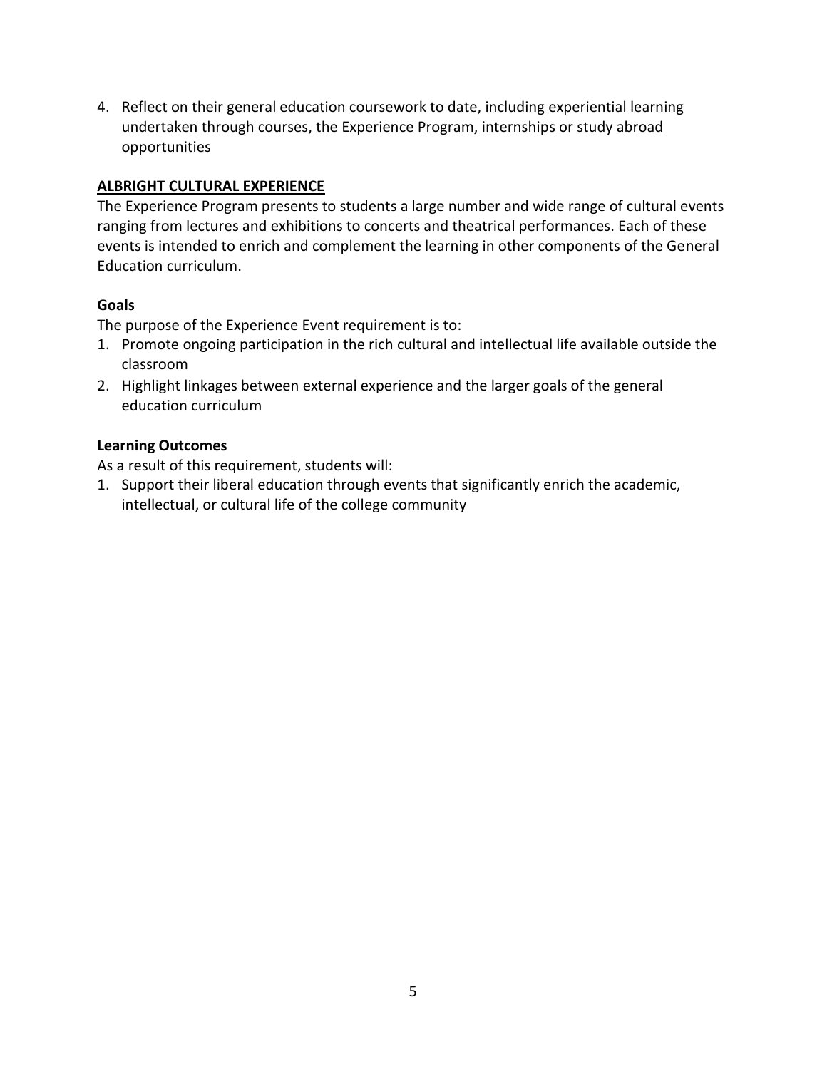4. Reflect on their general education coursework to date, including experiential learning undertaken through courses, the Experience Program, internships or study abroad opportunities

## ALBRIGHT CULTURAL EXPERIENCE

The Experience Program presents to students a large number and wide range of cultural events ranging from lectures and exhibitions to concerts and theatrical performances. Each of these events is intended to enrich and complement the learning in other components of the General Education curriculum.

### Goals

The purpose of the Experience Event requirement is to:

1. Promote ongoing participation in the rich cultural and intellectual life available outside the classroom
2. Highlight linkages between external experience and the larger goals of the general education curriculum

### Learning Outcomes

As a result of this requirement, students will:

1. Support their liberal education through events that significantly enrich the academic, intellectual, or cultural life of the college community